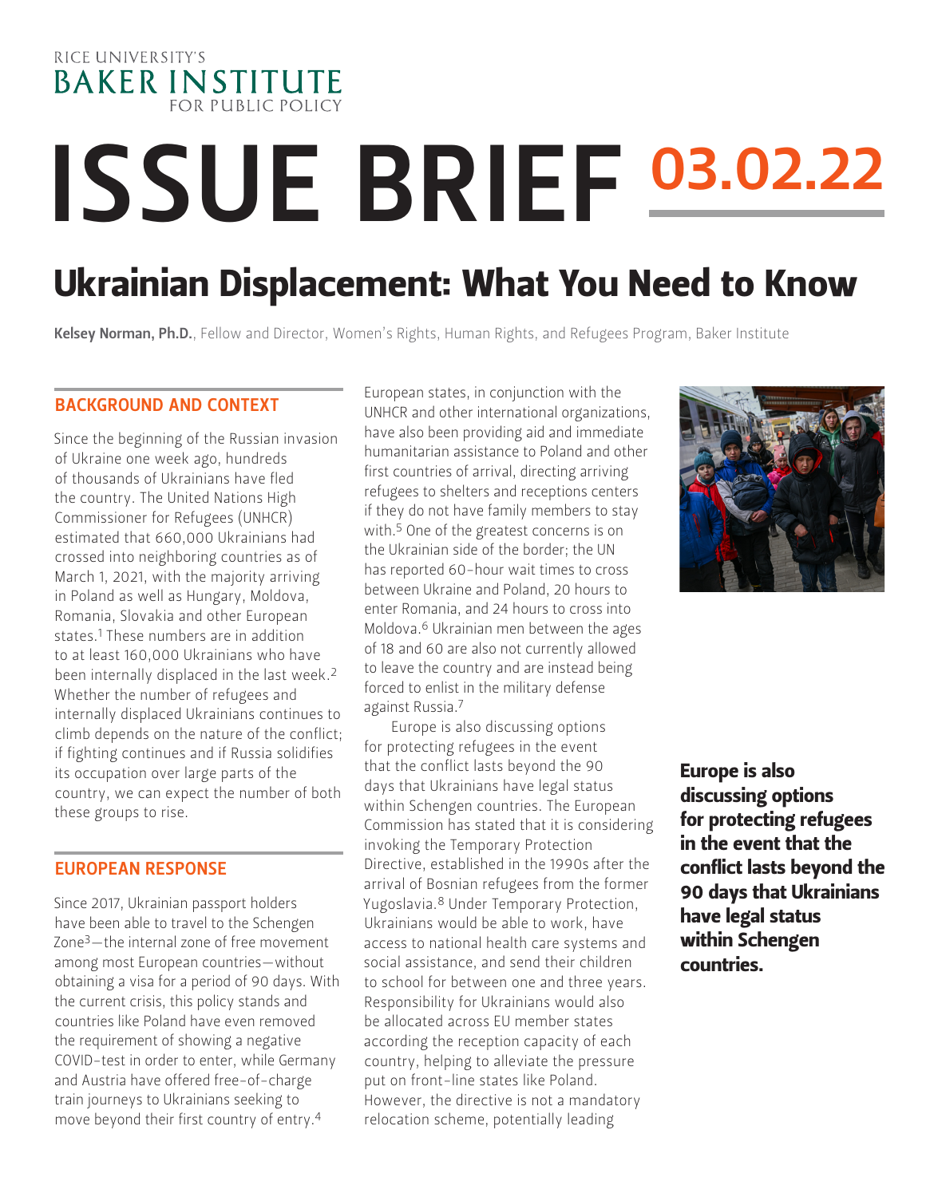RICE UNIVERSITY'S
BAKER INSTITUTE
FOR PUBLIC POLICY

# ISSUE BRIEF 03.02.22

## Ukrainian Displacement: What You Need to Know

**Kelsey Norman, Ph.D.**, Fellow and Director, Women's Rights, Human Rights, and Refugees Program, Baker Institute

### BACKGROUND AND CONTEXT

Since the beginning of the Russian invasion of Ukraine one week ago, hundreds of thousands of Ukrainians have fled the country. The United Nations High Commissioner for Refugees (UNHCR) estimated that 660,000 Ukrainians had crossed into neighboring countries as of March 1, 2021, with the majority arriving in Poland as well as Hungary, Moldova, Romania, Slovakia and other European states.[1] These numbers are in addition to at least 160,000 Ukrainians who have been internally displaced in the last week.[2] Whether the number of refugees and internally displaced Ukrainians continues to climb depends on the nature of the conflict; if fighting continues and if Russia solidifies its occupation over large parts of the country, we can expect the number of both these groups to rise.

### EUROPEAN RESPONSE

Since 2017, Ukrainian passport holders have been able to travel to the Schengen Zone[3]—the internal zone of free movement among most European countries—without obtaining a visa for a period of 90 days. With the current crisis, this policy stands and countries like Poland have even removed the requirement of showing a negative COVID-test in order to enter, while Germany and Austria have offered free-of-charge train journeys to Ukrainians seeking to move beyond their first country of entry.[4]

European states, in conjunction with the UNHCR and other international organizations, have also been providing aid and immediate humanitarian assistance to Poland and other first countries of arrival, directing arriving refugees to shelters and receptions centers if they do not have family members to stay with.[5] One of the greatest concerns is on the Ukrainian side of the border; the UN has reported 60-hour wait times to cross between Ukraine and Poland, 20 hours to enter Romania, and 24 hours to cross into Moldova.[6] Ukrainian men between the ages of 18 and 60 are also not currently allowed to leave the country and are instead being forced to enlist in the military defense against Russia.[7]

Europe is also discussing options for protecting refugees in the event that the conflict lasts beyond the 90 days that Ukrainians have legal status within Schengen countries. The European Commission has stated that it is considering invoking the Temporary Protection Directive, established in the 1990s after the arrival of Bosnian refugees from the former Yugoslavia.[8] Under Temporary Protection, Ukrainians would be able to work, have access to national health care systems and social assistance, and send their children to school for between one and three years. Responsibility for Ukrainians would also be allocated across EU member states according the reception capacity of each country, helping to alleviate the pressure put on front-line states like Poland. However, the directive is not a mandatory relocation scheme, potentially leading

**Europe is also discussing options for protecting refugees in the event that the conflict lasts beyond the 90 days that Ukrainians have legal status within Schengen countries.**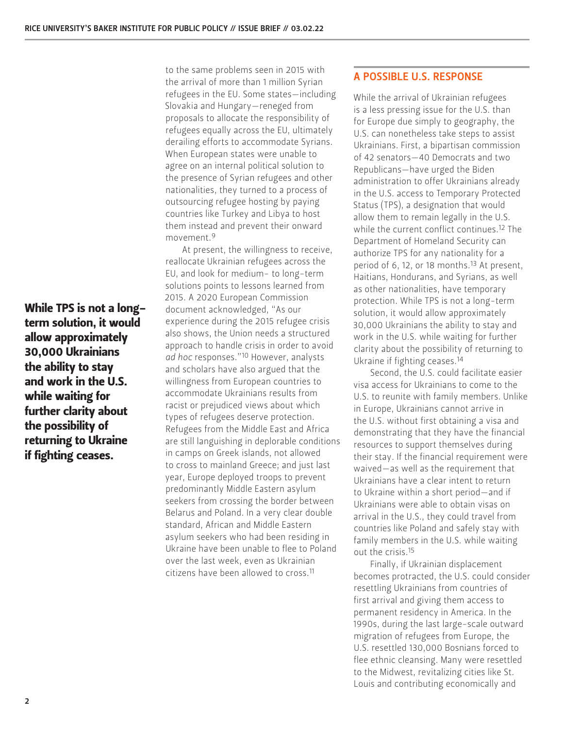to the same problems seen in 2015 with the arrival of more than 1 million Syrian refugees in the EU. Some states—including Slovakia and Hungary—reneged from proposals to allocate the responsibility of refugees equally across the EU, ultimately derailing efforts to accommodate Syrians. When European states were unable to agree on an internal political solution to the presence of Syrian refugees and other nationalities, they turned to a process of outsourcing refugee hosting by paying countries like Turkey and Libya to host them instead and prevent their onward movement.[9]

At present, the willingness to receive, reallocate Ukrainian refugees across the EU, and look for medium- to long-term solutions points to lessons learned from 2015. A 2020 European Commission document acknowledged, "As our experience during the 2015 refugee crisis also shows, the Union needs a structured approach to handle crisis in order to avoid *ad hoc* responses."[10] However, analysts and scholars have also argued that the willingness from European countries to accommodate Ukrainians results from racist or prejudiced views about which types of refugees deserve protection. Refugees from the Middle East and Africa are still languishing in deplorable conditions in camps on Greek islands, not allowed to cross to mainland Greece; and just last year, Europe deployed troops to prevent predominantly Middle Eastern asylum seekers from crossing the border between Belarus and Poland. In a very clear double standard, African and Middle Eastern asylum seekers who had been residing in Ukraine have been unable to flee to Poland over the last week, even as Ukrainian citizens have been allowed to cross.[11]

## A POSSIBLE U.S. RESPONSE

While the arrival of Ukrainian refugees is a less pressing issue for the U.S. than for Europe due simply to geography, the U.S. can nonetheless take steps to assist Ukrainians. First, a bipartisan commission of 42 senators—40 Democrats and two Republicans—have urged the Biden administration to offer Ukrainians already in the U.S. access to Temporary Protected Status (TPS), a designation that would allow them to remain legally in the U.S. while the current conflict continues.[12] The Department of Homeland Security can authorize TPS for any nationality for a period of 6, 12, or 18 months.[13] At present, Haitians, Hondurans, and Syrians, as well as other nationalities, have temporary protection. While TPS is not a long-term solution, it would allow approximately 30,000 Ukrainians the ability to stay and work in the U.S. while waiting for further clarity about the possibility of returning to Ukraine if fighting ceases.[14]

**While TPS is not a long-term solution, it would allow approximately 30,000 Ukrainians the ability to stay and work in the U.S. while waiting for further clarity about the possibility of returning to Ukraine if fighting ceases.**

Second, the U.S. could facilitate easier visa access for Ukrainians to come to the U.S. to reunite with family members. Unlike in Europe, Ukrainians cannot arrive in the U.S. without first obtaining a visa and demonstrating that they have the financial resources to support themselves during their stay. If the financial requirement were waived—as well as the requirement that Ukrainians have a clear intent to return to Ukraine within a short period—and if Ukrainians were able to obtain visas on arrival in the U.S., they could travel from countries like Poland and safely stay with family members in the U.S. while waiting out the crisis.[15]

Finally, if Ukrainian displacement becomes protracted, the U.S. could consider resettling Ukrainians from countries of first arrival and giving them access to permanent residency in America. In the 1990s, during the last large-scale outward migration of refugees from Europe, the U.S. resettled 130,000 Bosnians forced to flee ethnic cleansing. Many were resettled to the Midwest, revitalizing cities like St. Louis and contributing economically and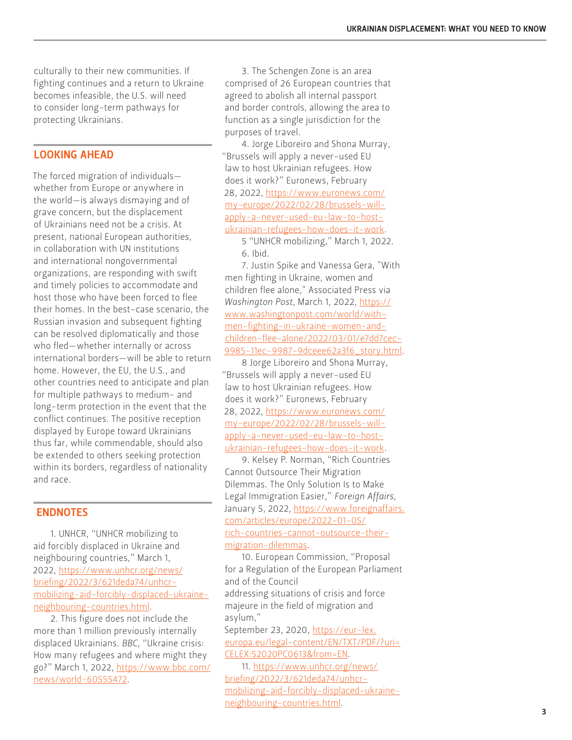culturally to their new communities. If fighting continues and a return to Ukraine becomes infeasible, the U.S. will need to consider long-term pathways for protecting Ukrainians.

## LOOKING AHEAD

The forced migration of individuals—whether from Europe or anywhere in the world—is always dismaying and of grave concern, but the displacement of Ukrainians need not be a crisis. At present, national European authorities, in collaboration with UN institutions and international nongovernmental organizations, are responding with swift and timely policies to accommodate and host those who have been forced to flee their homes. In the best-case scenario, the Russian invasion and subsequent fighting can be resolved diplomatically and those who fled—whether internally or across international borders—will be able to return home. However, the EU, the U.S., and other countries need to anticipate and plan for multiple pathways to medium- and long-term protection in the event that the conflict continues. The positive reception displayed by Europe toward Ukrainians thus far, while commendable, should also be extended to others seeking protection within its borders, regardless of nationality and race.

## ENDNOTES

1. UNHCR, "UNHCR mobilizing to aid forcibly displaced in Ukraine and neighbouring countries," March 1, 2022, https://www.unhcr.org/news/briefing/2022/3/621deda74/unhcr-mobilizing-aid-forcibly-displaced-ukraine-neighbouring-countries.html.

2. This figure does not include the more than 1 million previously internally displaced Ukrainians. *BBC*, "Ukraine crisis: How many refugees and where might they go?" March 1, 2022, https://www.bbc.com/news/world-60555472.

3. The Schengen Zone is an area comprised of 26 European countries that agreed to abolish all internal passport and border controls, allowing the area to function as a single jurisdiction for the purposes of travel.

4. Jorge Liboreiro and Shona Murray, "Brussels will apply a never-used EU law to host Ukrainian refugees. How does it work?" Euronews, February 28, 2022, https://www.euronews.com/my-europe/2022/02/28/brussels-will-apply-a-never-used-eu-law-to-host-ukrainian-refugees-how-does-it-work.

5 "UNHCR mobilizing," March 1, 2022.

6. Ibid.

7. Justin Spike and Vanessa Gera, "With men fighting in Ukraine, women and children flee alone," Associated Press via *Washington Post*, March 1, 2022, https://www.washingtonpost.com/world/with-men-fighting-in-ukraine-women-and-children-flee-alone/2022/03/01/e7dd7cec-9985-11ec-9987-9dceee62a3f6_story.html.

8 Jorge Liboreiro and Shona Murray, "Brussels will apply a never-used EU law to host Ukrainian refugees. How does it work?" Euronews, February 28, 2022, https://www.euronews.com/my-europe/2022/02/28/brussels-will-apply-a-never-used-eu-law-to-host-ukrainian-refugees-how-does-it-work.

9. Kelsey P. Norman, "Rich Countries Cannot Outsource Their Migration Dilemmas. The Only Solution Is to Make Legal Immigration Easier," *Foreign Affairs*, January 5, 2022, https://www.foreignaffairs.com/articles/europe/2022-01-05/rich-countries-cannot-outsource-their-migration-dilemmas.

10. European Commission, "Proposal for a Regulation of the European Parliament and of the Council addressing situations of crisis and force majeure in the field of migration and asylum," September 23, 2020, https://eur-lex.europa.eu/legal-content/EN/TXT/PDF/?uri=CELEX:52020PC0613&from=EN.

11. https://www.unhcr.org/news/briefing/2022/3/621deda74/unhcr-mobilizing-aid-forcibly-displaced-ukraine-neighbouring-countries.html.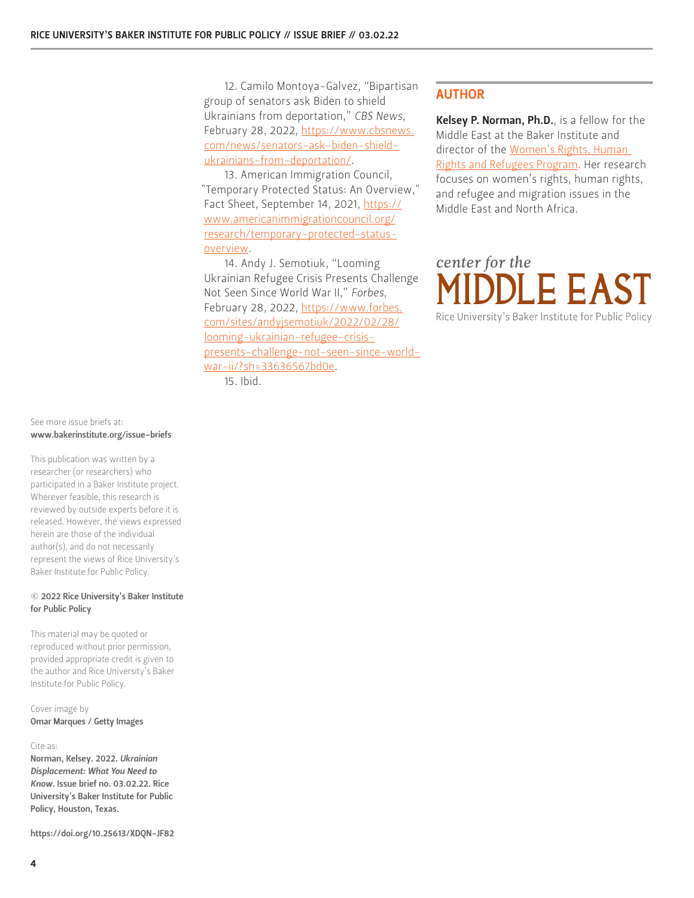12. Camilo Montoya-Galvez, "Bipartisan group of senators ask Biden to shield Ukrainians from deportation," *CBS News*, February 28, 2022, https://www.cbsnews.com/news/senators-ask-biden-shield-ukrainians-from-deportation/.

13. American Immigration Council, "Temporary Protected Status: An Overview," Fact Sheet, September 14, 2021, https://www.americanimmigrationcouncil.org/research/temporary-protected-status-overview.

14. Andy J. Semotiuk, "Looming Ukrainian Refugee Crisis Presents Challenge Not Seen Since World War II," *Forbes*, February 28, 2022, https://www.forbes.com/sites/andyjsemotiuk/2022/02/28/looming-ukrainian-refugee-crisis-presents-challenge-not-seen-since-world-war-ii/?sh=33636567bd0e.

15. Ibid.

## AUTHOR

**Kelsey P. Norman, Ph.D.**, is a fellow for the Middle East at the Baker Institute and director of the Women's Rights, Human Rights and Refugees Program. Her research focuses on women's rights, human rights, and refugee and migration issues in the Middle East and North Africa.

*center for the*
MIDDLE EAST
Rice University's Baker Institute for Public Policy

See more issue briefs at:
**www.bakerinstitute.org/issue-briefs**

This publication was written by a researcher (or researchers) who participated in a Baker Institute project. Wherever feasible, this research is reviewed by outside experts before it is released. However, the views expressed herein are those of the individual author(s), and do not necessarily represent the views of Rice University's Baker Institute for Public Policy.

**© 2022 Rice University's Baker Institute for Public Policy**

This material may be quoted or reproduced without prior permission, provided appropriate credit is given to the author and Rice University's Baker Institute for Public Policy.

Cover image by
**Omar Marques / Getty Images**

Cite as:
**Norman, Kelsey. 2022. *Ukrainian Displacement: What You Need to Know*. Issue brief no. 03.02.22. Rice University's Baker Institute for Public Policy, Houston, Texas.**

**https://doi.org/10.25613/XDQN-JF82**